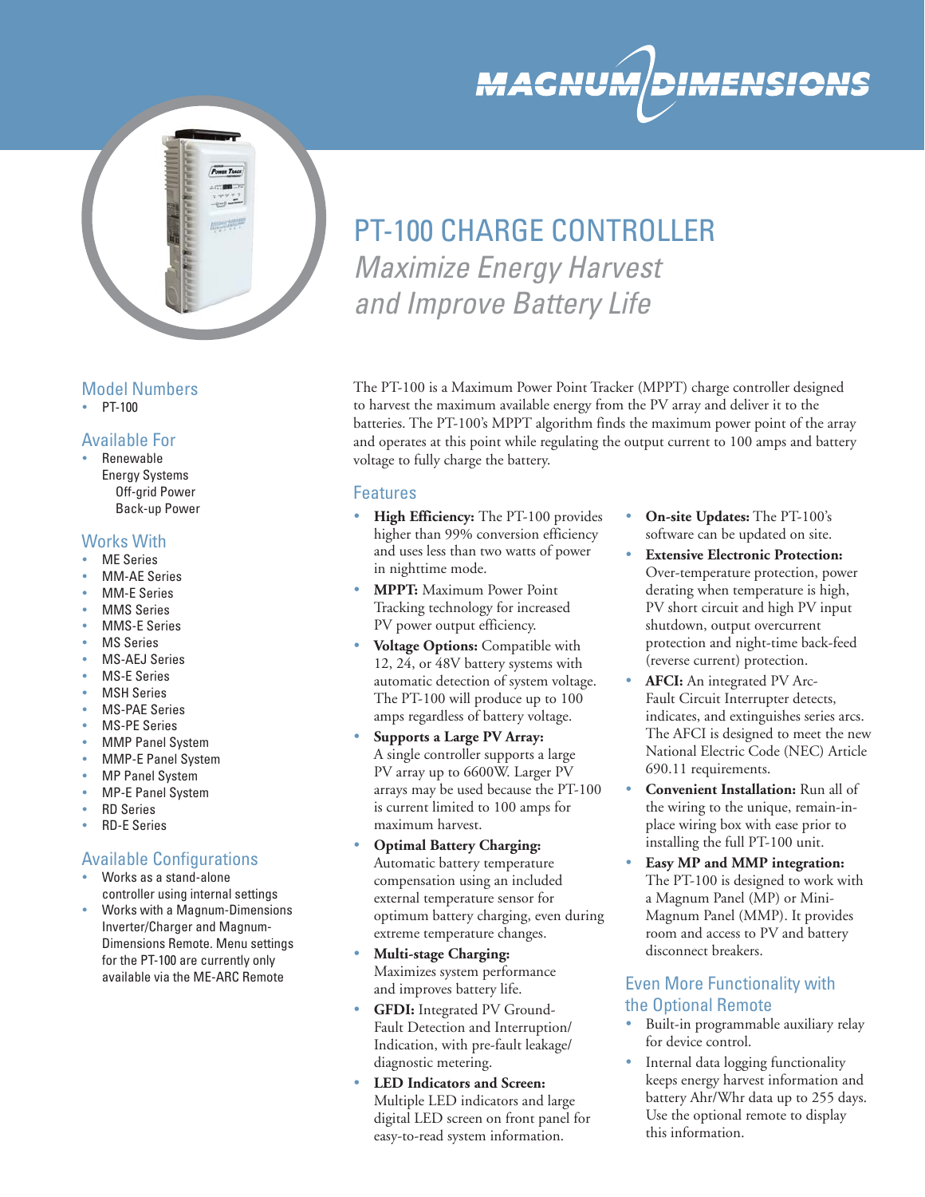MAGNUM DIMENSIONS

# PT-100 CHARGE CONTROLLER

*Maximize Energy Harvest and Improve Battery Life*

## Model Numbers

- PT-100

## Available For

- Renewable Energy Systems
  - Off-grid Power
  - Back-up Power

## Works With

- ME Series
- MM-AE Series
- MM-E Series
- MMS Series
- MMS-E Series
- MS Series
- MS-AEJ Series
- MS-E Series
- MSH Series
- MS-PAE Series
- MS-PE Series
- MMP Panel System
- MMP-E Panel System
- MP Panel System
- MP-E Panel System
- RD Series
- RD-E Series

## Available Configurations

- Works as a stand-alone controller using internal settings
- Works with a Magnum-Dimensions Inverter/Charger and Magnum-Dimensions Remote. Menu settings for the PT-100 are currently only available via the ME-ARC Remote

The PT-100 is a Maximum Power Point Tracker (MPPT) charge controller designed to harvest the maximum available energy from the PV array and deliver it to the batteries. The PT-100's MPPT algorithm finds the maximum power point of the array and operates at this point while regulating the output current to 100 amps and battery voltage to fully charge the battery.

## Features

- **High Efficiency:** The PT-100 provides higher than 99% conversion efficiency and uses less than two watts of power in nighttime mode.
- **MPPT:** Maximum Power Point Tracking technology for increased PV power output efficiency.
- **Voltage Options:** Compatible with 12, 24, or 48V battery systems with automatic detection of system voltage. The PT-100 will produce up to 100 amps regardless of battery voltage.
- **Supports a Large PV Array:** A single controller supports a large PV array up to 6600W. Larger PV arrays may be used because the PT-100 is current limited to 100 amps for maximum harvest.
- **Optimal Battery Charging:** Automatic battery temperature compensation using an included external temperature sensor for optimum battery charging, even during extreme temperature changes.
- **Multi-stage Charging:** Maximizes system performance and improves battery life.
- **GFDI:** Integrated PV Ground-Fault Detection and Interruption/ Indication, with pre-fault leakage/ diagnostic metering.
- **LED Indicators and Screen:** Multiple LED indicators and large digital LED screen on front panel for easy-to-read system information.
- **On-site Updates:** The PT-100's software can be updated on site.
- **Extensive Electronic Protection:** Over-temperature protection, power derating when temperature is high, PV short circuit and high PV input shutdown, output overcurrent protection and night-time back-feed (reverse current) protection.
- **AFCI:** An integrated PV Arc-Fault Circuit Interrupter detects, indicates, and extinguishes series arcs. The AFCI is designed to meet the new National Electric Code (NEC) Article 690.11 requirements.
- **Convenient Installation:** Run all of the wiring to the unique, remain-in-place wiring box with ease prior to installing the full PT-100 unit.
- **Easy MP and MMP integration:** The PT-100 is designed to work with a Magnum Panel (MP) or Mini-Magnum Panel (MMP). It provides room and access to PV and battery disconnect breakers.

## Even More Functionality with the Optional Remote

- Built-in programmable auxiliary relay for device control.
- Internal data logging functionality keeps energy harvest information and battery Ahr/Whr data up to 255 days. Use the optional remote to display this information.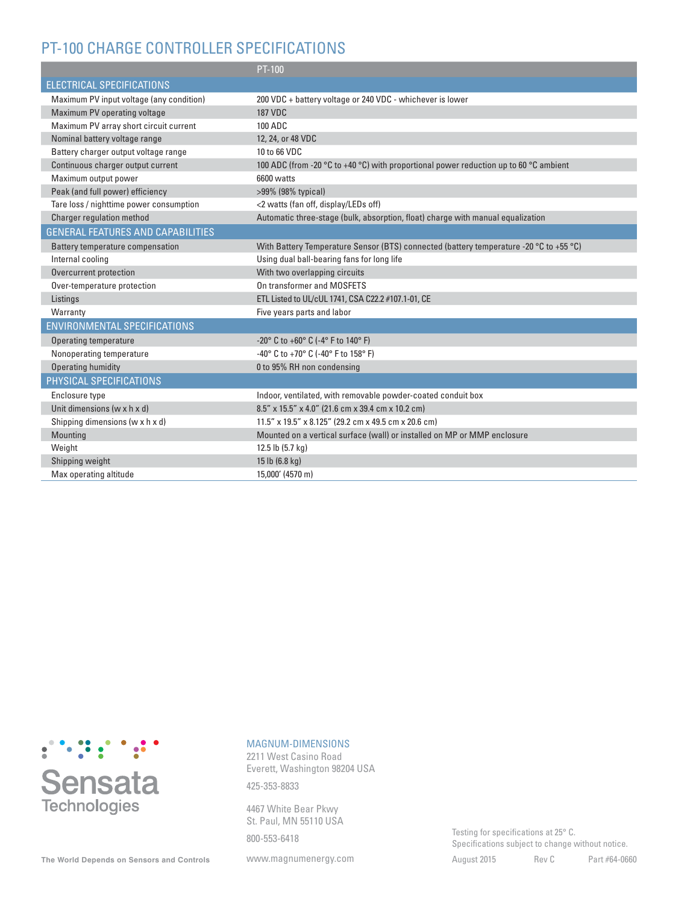# PT-100 CHARGE CONTROLLER SPECIFICATIONS

| | PT-100 |
|---|---|
| **ELECTRICAL SPECIFICATIONS** | |
| Maximum PV input voltage (any condition) | 200 VDC + battery voltage or 240 VDC - whichever is lower |
| Maximum PV operating voltage | 187 VDC |
| Maximum PV array short circuit current | 100 ADC |
| Nominal battery voltage range | 12, 24, or 48 VDC |
| Battery charger output voltage range | 10 to 66 VDC |
| Continuous charger output current | 100 ADC (from -20 °C to +40 °C) with proportional power reduction up to 60 °C ambient |
| Maximum output power | 6600 watts |
| Peak (and full power) efficiency | >99% (98% typical) |
| Tare loss / nighttime power consumption | <2 watts (fan off, display/LEDs off) |
| Charger regulation method | Automatic three-stage (bulk, absorption, float) charge with manual equalization |
| **GENERAL FEATURES AND CAPABILITIES** | |
| Battery temperature compensation | With Battery Temperature Sensor (BTS) connected (battery temperature -20 °C to +55 °C) |
| Internal cooling | Using dual ball-bearing fans for long life |
| Overcurrent protection | With two overlapping circuits |
| Over-temperature protection | On transformer and MOSFETS |
| Listings | ETL Listed to UL/cUL 1741, CSA C22.2 #107.1-01, CE |
| Warranty | Five years parts and labor |
| **ENVIRONMENTAL SPECIFICATIONS** | |
| Operating temperature | -20° C to +60° C (-4° F to 140° F) |
| Nonoperating temperature | -40° C to +70° C (-40° F to 158° F) |
| Operating humidity | 0 to 95% RH non condensing |
| **PHYSICAL SPECIFICATIONS** | |
| Enclosure type | Indoor, ventilated, with removable powder-coated conduit box |
| Unit dimensions (w x h x d) | 8.5" x 15.5" x 4.0" (21.6 cm x 39.4 cm x 10.2 cm) |
| Shipping dimensions (w x h x d) | 11.5" x 19.5" x 8.125" (29.2 cm x 49.5 cm x 20.6 cm) |
| Mounting | Mounted on a vertical surface (wall) or installed on MP or MMP enclosure |
| Weight | 12.5 lb (5.7 kg) |
| Shipping weight | 15 lb (6.8 kg) |
| Max operating altitude | 15,000' (4570 m) |

Sensata Technologies

The World Depends on Sensors and Controls

MAGNUM-DIMENSIONS
2211 West Casino Road
Everett, Washington 98204 USA

425-353-8833

4467 White Bear Pkwy
St. Paul, MN 55110 USA

800-553-6418

www.magnumenergy.com

Testing for specifications at 25° C.
Specifications subject to change without notice.

August 2015 Rev C Part #64-0660